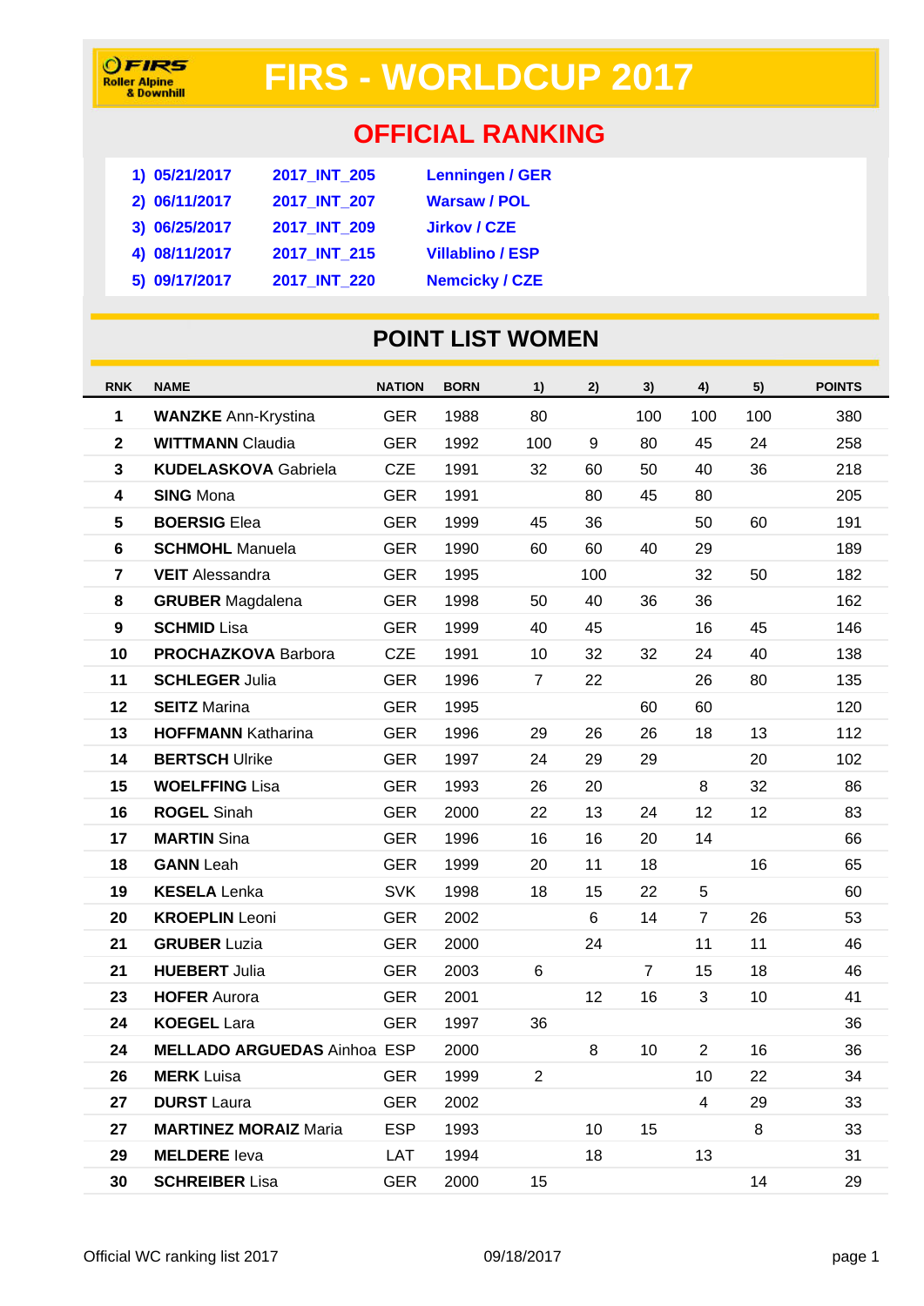FIRS Roller Alpine & Downhill

# FIRS - WORLDCUP 2017

## OFFICIAL RANKING

| | | |
|---|---|---|
| 1) 05/21/2017 | 2017_INT_205 | Lenningen / GER |
| 2) 06/11/2017 | 2017_INT_207 | Warsaw / POL |
| 3) 06/25/2017 | 2017_INT_209 | Jirkov / CZE |
| 4) 08/11/2017 | 2017_INT_215 | Villablino / ESP |
| 5) 09/17/2017 | 2017_INT_220 | Nemcicky / CZE |

## POINT LIST WOMEN

| RNK | NAME | NATION | BORN | 1) | 2) | 3) | 4) | 5) | POINTS |
|---|---|---|---|---|---|---|---|---|---|
| 1 | **WANZKE** Ann-Krystina | GER | 1988 | 80 | | 100 | 100 | 100 | 380 |
| 2 | **WITTMANN** Claudia | GER | 1992 | 100 | 9 | 80 | 45 | 24 | 258 |
| 3 | **KUDELASKOVA** Gabriela | CZE | 1991 | 32 | 60 | 50 | 40 | 36 | 218 |
| 4 | **SING** Mona | GER | 1991 | | 80 | 45 | 80 | | 205 |
| 5 | **BOERSIG** Elea | GER | 1999 | 45 | 36 | | 50 | 60 | 191 |
| 6 | **SCHMOHL** Manuela | GER | 1990 | 60 | 60 | 40 | 29 | | 189 |
| 7 | **VEIT** Alessandra | GER | 1995 | | 100 | | 32 | 50 | 182 |
| 8 | **GRUBER** Magdalena | GER | 1998 | 50 | 40 | 36 | 36 | | 162 |
| 9 | **SCHMID** Lisa | GER | 1999 | 40 | 45 | | 16 | 45 | 146 |
| 10 | **PROCHAZKOVA** Barbora | CZE | 1991 | 10 | 32 | 32 | 24 | 40 | 138 |
| 11 | **SCHLEGER** Julia | GER | 1996 | 7 | 22 | | 26 | 80 | 135 |
| 12 | **SEITZ** Marina | GER | 1995 | | | 60 | 60 | | 120 |
| 13 | **HOFFMANN** Katharina | GER | 1996 | 29 | 26 | 26 | 18 | 13 | 112 |
| 14 | **BERTSCH** Ulrike | GER | 1997 | 24 | 29 | 29 | | 20 | 102 |
| 15 | **WOELFFING** Lisa | GER | 1993 | 26 | 20 | | 8 | 32 | 86 |
| 16 | **ROGEL** Sinah | GER | 2000 | 22 | 13 | 24 | 12 | 12 | 83 |
| 17 | **MARTIN** Sina | GER | 1996 | 16 | 16 | 20 | 14 | | 66 |
| 18 | **GANN** Leah | GER | 1999 | 20 | 11 | 18 | | 16 | 65 |
| 19 | **KESELA** Lenka | SVK | 1998 | 18 | 15 | 22 | 5 | | 60 |
| 20 | **KROEPLIN** Leoni | GER | 2002 | | 6 | 14 | 7 | 26 | 53 |
| 21 | **GRUBER** Luzia | GER | 2000 | | 24 | | 11 | 11 | 46 |
| 21 | **HUEBERT** Julia | GER | 2003 | 6 | | 7 | 15 | 18 | 46 |
| 23 | **HOFER** Aurora | GER | 2001 | | 12 | 16 | 3 | 10 | 41 |
| 24 | **KOEGEL** Lara | GER | 1997 | 36 | | | | | 36 |
| 24 | **MELLADO ARGUEDAS** Ainhoa | ESP | 2000 | | 8 | 10 | 2 | 16 | 36 |
| 26 | **MERK** Luisa | GER | 1999 | 2 | | | 10 | 22 | 34 |
| 27 | **DURST** Laura | GER | 2002 | | | | 4 | 29 | 33 |
| 27 | **MARTINEZ MORAIZ** Maria | ESP | 1993 | | 10 | 15 | | 8 | 33 |
| 29 | **MELDERE** Ieva | LAT | 1994 | | 18 | | 13 | | 31 |
| 30 | **SCHREIBER** Lisa | GER | 2000 | 15 | | | | 14 | 29 |

Official WC ranking list 2017 09/18/2017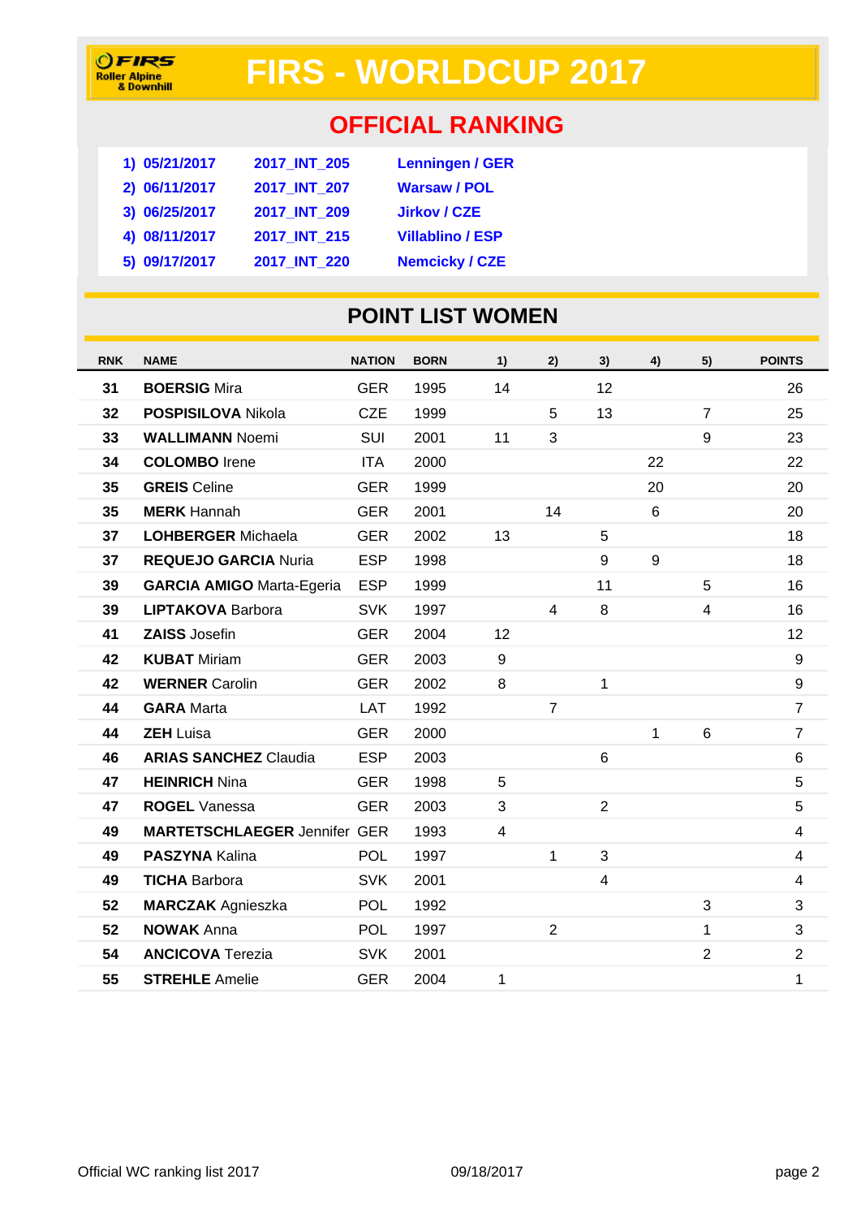# FIRS - WORLDCUP 2017

FIRS Roller Alpine & Downhill

## OFFICIAL RANKING

| | | |
|---|---|---|
| 1) 05/21/2017 | 2017_INT_205 | Lenningen / GER |
| 2) 06/11/2017 | 2017_INT_207 | Warsaw / POL |
| 3) 06/25/2017 | 2017_INT_209 | Jirkov / CZE |
| 4) 08/11/2017 | 2017_INT_215 | Villablino / ESP |
| 5) 09/17/2017 | 2017_INT_220 | Nemcicky / CZE |

## POINT LIST WOMEN

| RNK | NAME | NATION | BORN | 1) | 2) | 3) | 4) | 5) | POINTS |
|---|---|---|---|---|---|---|---|---|---|
| 31 | **BOERSIG** Mira | GER | 1995 | 14 | | 12 | | | 26 |
| 32 | **POSPISILOVA** Nikola | CZE | 1999 | | 5 | 13 | | 7 | 25 |
| 33 | **WALLIMANN** Noemi | SUI | 2001 | 11 | 3 | | | 9 | 23 |
| 34 | **COLOMBO** Irene | ITA | 2000 | | | | 22 | | 22 |
| 35 | **GREIS** Celine | GER | 1999 | | | | 20 | | 20 |
| 35 | **MERK** Hannah | GER | 2001 | | 14 | | 6 | | 20 |
| 37 | **LOHBERGER** Michaela | GER | 2002 | 13 | | 5 | | | 18 |
| 37 | **REQUEJO GARCIA** Nuria | ESP | 1998 | | | 9 | 9 | | 18 |
| 39 | **GARCIA AMIGO** Marta-Egeria | ESP | 1999 | | | 11 | | 5 | 16 |
| 39 | **LIPTAKOVA** Barbora | SVK | 1997 | | 4 | 8 | | 4 | 16 |
| 41 | **ZAISS** Josefin | GER | 2004 | 12 | | | | | 12 |
| 42 | **KUBAT** Miriam | GER | 2003 | 9 | | | | | 9 |
| 42 | **WERNER** Carolin | GER | 2002 | 8 | | 1 | | | 9 |
| 44 | **GARA** Marta | LAT | 1992 | | 7 | | | | 7 |
| 44 | **ZEH** Luisa | GER | 2000 | | | | 1 | 6 | 7 |
| 46 | **ARIAS SANCHEZ** Claudia | ESP | 2003 | | | 6 | | | 6 |
| 47 | **HEINRICH** Nina | GER | 1998 | 5 | | | | | 5 |
| 47 | **ROGEL** Vanessa | GER | 2003 | 3 | | 2 | | | 5 |
| 49 | **MARTETSCHLAEGER** Jennifer | GER | 1993 | 4 | | | | | 4 |
| 49 | **PASZYNA** Kalina | POL | 1997 | | 1 | 3 | | | 4 |
| 49 | **TICHA** Barbora | SVK | 2001 | | | 4 | | | 4 |
| 52 | **MARCZAK** Agnieszka | POL | 1992 | | | | | 3 | 3 |
| 52 | **NOWAK** Anna | POL | 1997 | | 2 | | | 1 | 3 |
| 54 | **ANCICOVA** Terezia | SVK | 2001 | | | | | 2 | 2 |
| 55 | **STREHLE** Amelie | GER | 2004 | 1 | | | | | 1 |

Official WC ranking list 2017 09/18/2017